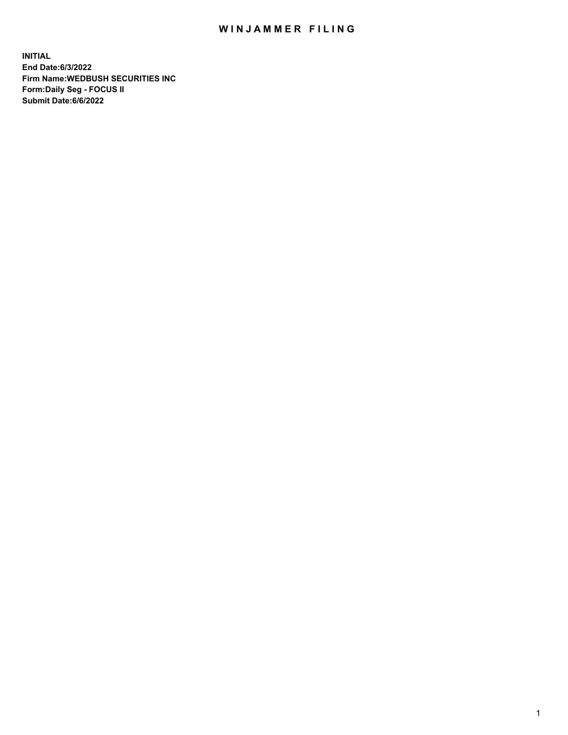# WINJAMMER FILING

**INITIAL**
**End Date:6/3/2022**
**Firm Name:WEDBUSH SECURITIES INC**
**Form:Daily Seg - FOCUS II**
**Submit Date:6/6/2022**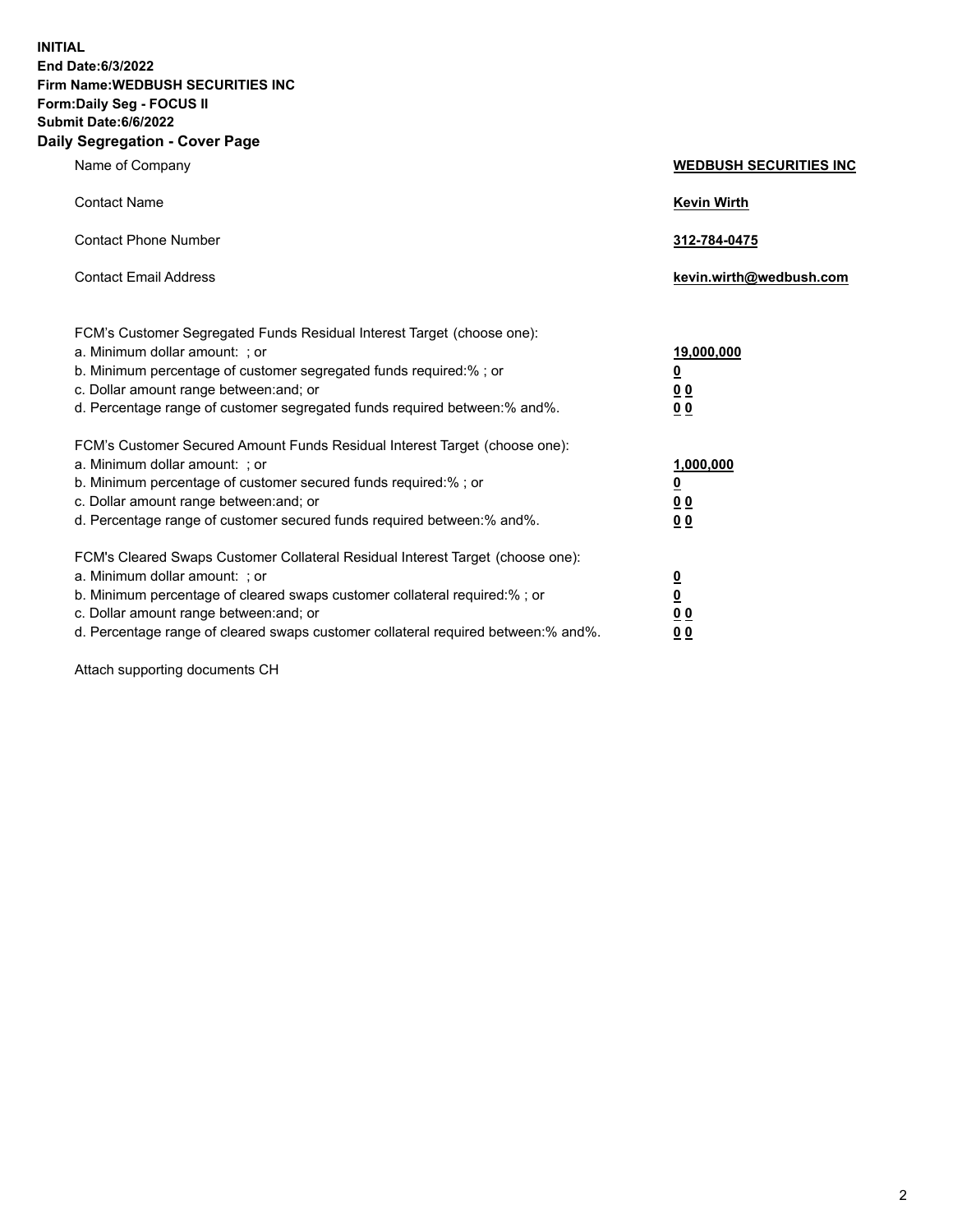**INITIAL**
**End Date:6/3/2022**
**Firm Name:WEDBUSH SECURITIES INC**
**Form:Daily Seg - FOCUS II**
**Submit Date:6/6/2022**

## Daily Segregation - Cover Page

| | |
|---|---|
| Name of Company | **WEDBUSH SECURITIES INC** |
| Contact Name | **Kevin Wirth** |
| Contact Phone Number | **312-784-0475** |
| Contact Email Address | **kevin.wirth@wedbush.com** |

| | |
|---|---|
| FCM's Customer Segregated Funds Residual Interest Target (choose one): | |
| a. Minimum dollar amount: ; or | **19,000,000** |
| b. Minimum percentage of customer segregated funds required:% ; or | **0** |
| c. Dollar amount range between:and; or | **0 0** |
| d. Percentage range of customer segregated funds required between:% and%. | **0 0** |
| FCM's Customer Secured Amount Funds Residual Interest Target (choose one): | |
| a. Minimum dollar amount: ; or | **1,000,000** |
| b. Minimum percentage of customer secured funds required:% ; or | **0** |
| c. Dollar amount range between:and; or | **0 0** |
| d. Percentage range of customer secured funds required between:% and%. | **0 0** |
| FCM's Cleared Swaps Customer Collateral Residual Interest Target (choose one): | |
| a. Minimum dollar amount: ; or | **0** |
| b. Minimum percentage of cleared swaps customer collateral required:% ; or | **0** |
| c. Dollar amount range between:and; or | **0 0** |
| d. Percentage range of cleared swaps customer collateral required between:% and%. | **0 0** |

Attach supporting documents CH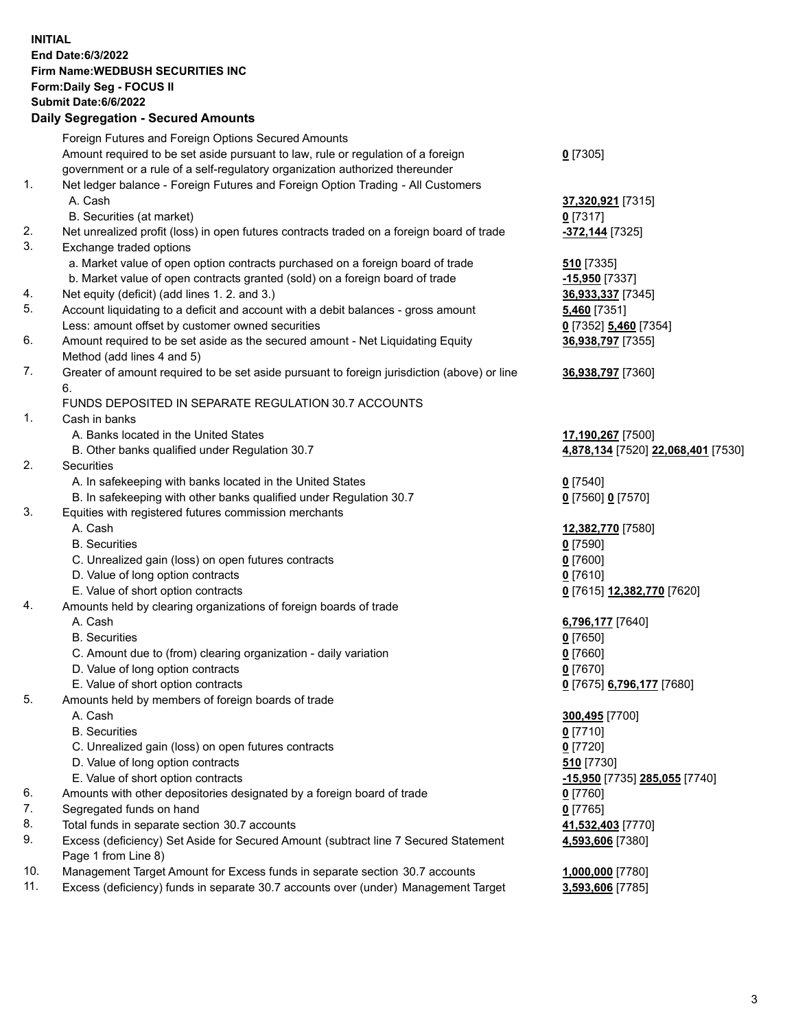**INITIAL**
**End Date:6/3/2022**
**Firm Name:WEDBUSH SECURITIES INC**
**Form:Daily Seg - FOCUS II**
**Submit Date:6/6/2022**

## Daily Segregation - Secured Amounts

| | | |
|---|---|---|
| | Foreign Futures and Foreign Options Secured Amounts | |
| | Amount required to be set aside pursuant to law, rule or regulation of a foreign government or a rule of a self-regulatory organization authorized thereunder | **0** [7305] |
| 1. | Net ledger balance - Foreign Futures and Foreign Option Trading - All Customers | |
| | A. Cash | **37,320,921** [7315] |
| | B. Securities (at market) | **0** [7317] |
| 2. | Net unrealized profit (loss) in open futures contracts traded on a foreign board of trade | **-372,144** [7325] |
| 3. | Exchange traded options | |
| | a. Market value of open option contracts purchased on a foreign board of trade | **510** [7335] |
| | b. Market value of open contracts granted (sold) on a foreign board of trade | **-15,950** [7337] |
| 4. | Net equity (deficit) (add lines 1. 2. and 3.) | **36,933,337** [7345] |
| 5. | Account liquidating to a deficit and account with a debit balances - gross amount | **5,460** [7351] |
| | Less: amount offset by customer owned securities | **0** [7352] **5,460** [7354] |
| 6. | Amount required to be set aside as the secured amount - Net Liquidating Equity Method (add lines 4 and 5) | **36,938,797** [7355] |
| 7. | Greater of amount required to be set aside pursuant to foreign jurisdiction (above) or line 6. | **36,938,797** [7360] |
| | FUNDS DEPOSITED IN SEPARATE REGULATION 30.7 ACCOUNTS | |
| 1. | Cash in banks | |
| | A. Banks located in the United States | **17,190,267** [7500] |
| | B. Other banks qualified under Regulation 30.7 | **4,878,134** [7520] **22,068,401** [7530] |
| 2. | Securities | |
| | A. In safekeeping with banks located in the United States | **0** [7540] |
| | B. In safekeeping with other banks qualified under Regulation 30.7 | **0** [7560] **0** [7570] |
| 3. | Equities with registered futures commission merchants | |
| | A. Cash | **12,382,770** [7580] |
| | B. Securities | **0** [7590] |
| | C. Unrealized gain (loss) on open futures contracts | **0** [7600] |
| | D. Value of long option contracts | **0** [7610] |
| | E. Value of short option contracts | **0** [7615] **12,382,770** [7620] |
| 4. | Amounts held by clearing organizations of foreign boards of trade | |
| | A. Cash | **6,796,177** [7640] |
| | B. Securities | **0** [7650] |
| | C. Amount due to (from) clearing organization - daily variation | **0** [7660] |
| | D. Value of long option contracts | **0** [7670] |
| | E. Value of short option contracts | **0** [7675] **6,796,177** [7680] |
| 5. | Amounts held by members of foreign boards of trade | |
| | A. Cash | **300,495** [7700] |
| | B. Securities | **0** [7710] |
| | C. Unrealized gain (loss) on open futures contracts | **0** [7720] |
| | D. Value of long option contracts | **510** [7730] |
| | E. Value of short option contracts | **-15,950** [7735] **285,055** [7740] |
| 6. | Amounts with other depositories designated by a foreign board of trade | **0** [7760] |
| 7. | Segregated funds on hand | **0** [7765] |
| 8. | Total funds in separate section 30.7 accounts | **41,532,403** [7770] |
| 9. | Excess (deficiency) Set Aside for Secured Amount (subtract line 7 Secured Statement Page 1 from Line 8) | **4,593,606** [7380] |
| 10. | Management Target Amount for Excess funds in separate section 30.7 accounts | **1,000,000** [7780] |
| 11. | Excess (deficiency) funds in separate 30.7 accounts over (under) Management Target | **3,593,606** [7785] |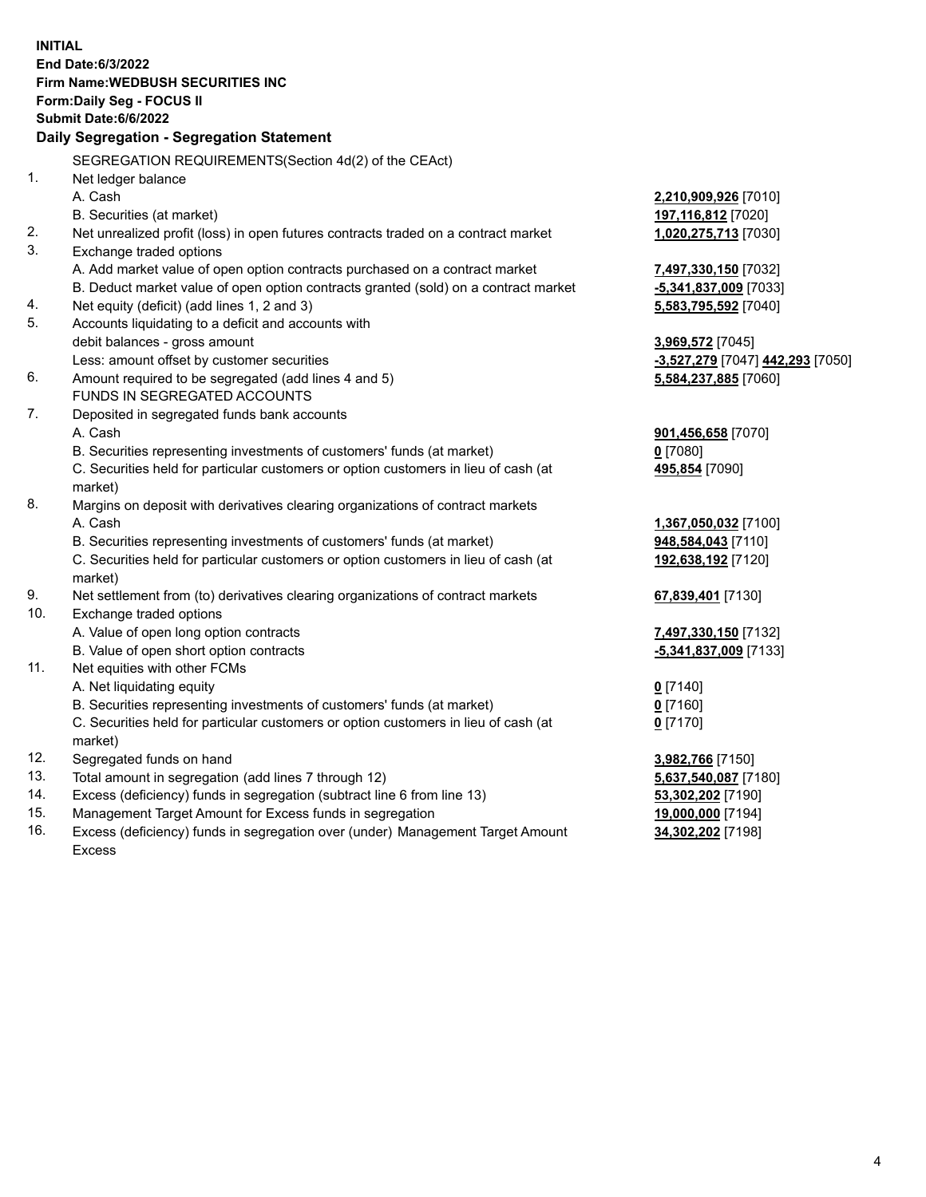**INITIAL**
**End Date:6/3/2022**
**Firm Name:WEDBUSH SECURITIES INC**
**Form:Daily Seg - FOCUS II**
**Submit Date:6/6/2022**

## Daily Segregation - Segregation Statement

| | | |
|---|---|---|
| | SEGREGATION REQUIREMENTS(Section 4d(2) of the CEAct) | |
| 1. | Net ledger balance | |
| | A. Cash | **2,210,909,926** [7010] |
| | B. Securities (at market) | **197,116,812** [7020] |
| 2. | Net unrealized profit (loss) in open futures contracts traded on a contract market | **1,020,275,713** [7030] |
| 3. | Exchange traded options | |
| | A. Add market value of open option contracts purchased on a contract market | **7,497,330,150** [7032] |
| | B. Deduct market value of open option contracts granted (sold) on a contract market | **-5,341,837,009** [7033] |
| 4. | Net equity (deficit) (add lines 1, 2 and 3) | **5,583,795,592** [7040] |
| 5. | Accounts liquidating to a deficit and accounts with | |
| | debit balances - gross amount | **3,969,572** [7045] |
| | Less: amount offset by customer securities | **-3,527,279** [7047] **442,293** [7050] |
| 6. | Amount required to be segregated (add lines 4 and 5) | **5,584,237,885** [7060] |
| | FUNDS IN SEGREGATED ACCOUNTS | |
| 7. | Deposited in segregated funds bank accounts | |
| | A. Cash | **901,456,658** [7070] |
| | B. Securities representing investments of customers' funds (at market) | **0** [7080] |
| | C. Securities held for particular customers or option customers in lieu of cash (at market) | **495,854** [7090] |
| 8. | Margins on deposit with derivatives clearing organizations of contract markets | |
| | A. Cash | **1,367,050,032** [7100] |
| | B. Securities representing investments of customers' funds (at market) | **948,584,043** [7110] |
| | C. Securities held for particular customers or option customers in lieu of cash (at market) | **192,638,192** [7120] |
| 9. | Net settlement from (to) derivatives clearing organizations of contract markets | **67,839,401** [7130] |
| 10. | Exchange traded options | |
| | A. Value of open long option contracts | **7,497,330,150** [7132] |
| | B. Value of open short option contracts | **-5,341,837,009** [7133] |
| 11. | Net equities with other FCMs | |
| | A. Net liquidating equity | **0** [7140] |
| | B. Securities representing investments of customers' funds (at market) | **0** [7160] |
| | C. Securities held for particular customers or option customers in lieu of cash (at market) | **0** [7170] |
| 12. | Segregated funds on hand | **3,982,766** [7150] |
| 13. | Total amount in segregation (add lines 7 through 12) | **5,637,540,087** [7180] |
| 14. | Excess (deficiency) funds in segregation (subtract line 6 from line 13) | **53,302,202** [7190] |
| 15. | Management Target Amount for Excess funds in segregation | **19,000,000** [7194] |
| 16. | Excess (deficiency) funds in segregation over (under) Management Target Amount Excess | **34,302,202** [7198] |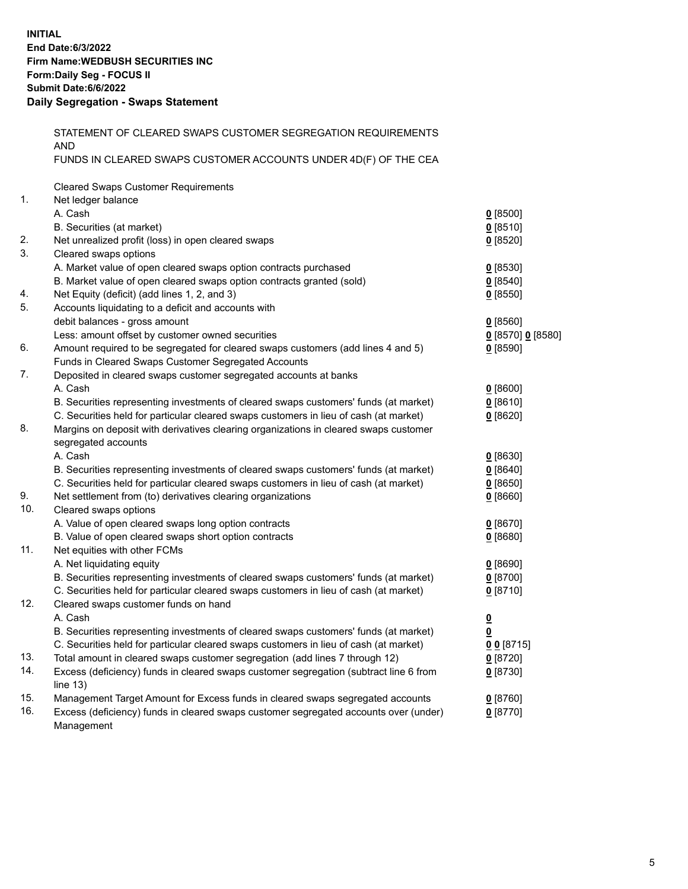**INITIAL**
**End Date:6/3/2022**
**Firm Name:WEDBUSH SECURITIES INC**
**Form:Daily Seg - FOCUS II**
**Submit Date:6/6/2022**
**Daily Segregation - Swaps Statement**

STATEMENT OF CLEARED SWAPS CUSTOMER SEGREGATION REQUIREMENTS AND FUNDS IN CLEARED SWAPS CUSTOMER ACCOUNTS UNDER 4D(F) OF THE CEA

| | | |
|---|---|---|
| | Cleared Swaps Customer Requirements | |
| 1. | Net ledger balance | |
| | A. Cash | 0 [8500] |
| | B. Securities (at market) | 0 [8510] |
| 2. | Net unrealized profit (loss) in open cleared swaps | 0 [8520] |
| 3. | Cleared swaps options | |
| | A. Market value of open cleared swaps option contracts purchased | 0 [8530] |
| | B. Market value of open cleared swaps option contracts granted (sold) | 0 [8540] |
| 4. | Net Equity (deficit) (add lines 1, 2, and 3) | 0 [8550] |
| 5. | Accounts liquidating to a deficit and accounts with | |
| | debit balances - gross amount | 0 [8560] |
| | Less: amount offset by customer owned securities | 0 [8570] 0 [8580] |
| 6. | Amount required to be segregated for cleared swaps customers (add lines 4 and 5) | 0 [8590] |
| | Funds in Cleared Swaps Customer Segregated Accounts | |
| 7. | Deposited in cleared swaps customer segregated accounts at banks | |
| | A. Cash | 0 [8600] |
| | B. Securities representing investments of cleared swaps customers' funds (at market) | 0 [8610] |
| | C. Securities held for particular cleared swaps customers in lieu of cash (at market) | 0 [8620] |
| 8. | Margins on deposit with derivatives clearing organizations in cleared swaps customer segregated accounts | |
| | A. Cash | 0 [8630] |
| | B. Securities representing investments of cleared swaps customers' funds (at market) | 0 [8640] |
| | C. Securities held for particular cleared swaps customers in lieu of cash (at market) | 0 [8650] |
| 9. | Net settlement from (to) derivatives clearing organizations | 0 [8660] |
| 10. | Cleared swaps options | |
| | A. Value of open cleared swaps long option contracts | 0 [8670] |
| | B. Value of open cleared swaps short option contracts | 0 [8680] |
| 11. | Net equities with other FCMs | |
| | A. Net liquidating equity | 0 [8690] |
| | B. Securities representing investments of cleared swaps customers' funds (at market) | 0 [8700] |
| | C. Securities held for particular cleared swaps customers in lieu of cash (at market) | 0 [8710] |
| 12. | Cleared swaps customer funds on hand | |
| | A. Cash | 0 |
| | B. Securities representing investments of cleared swaps customers' funds (at market) | 0 |
| | C. Securities held for particular cleared swaps customers in lieu of cash (at market) | 0 0 [8715] |
| 13. | Total amount in cleared swaps customer segregation (add lines 7 through 12) | 0 [8720] |
| 14. | Excess (deficiency) funds in cleared swaps customer segregation (subtract line 6 from line 13) | 0 [8730] |
| 15. | Management Target Amount for Excess funds in cleared swaps segregated accounts | 0 [8760] |
| 16. | Excess (deficiency) funds in cleared swaps customer segregated accounts over (under) Management | 0 [8770] |